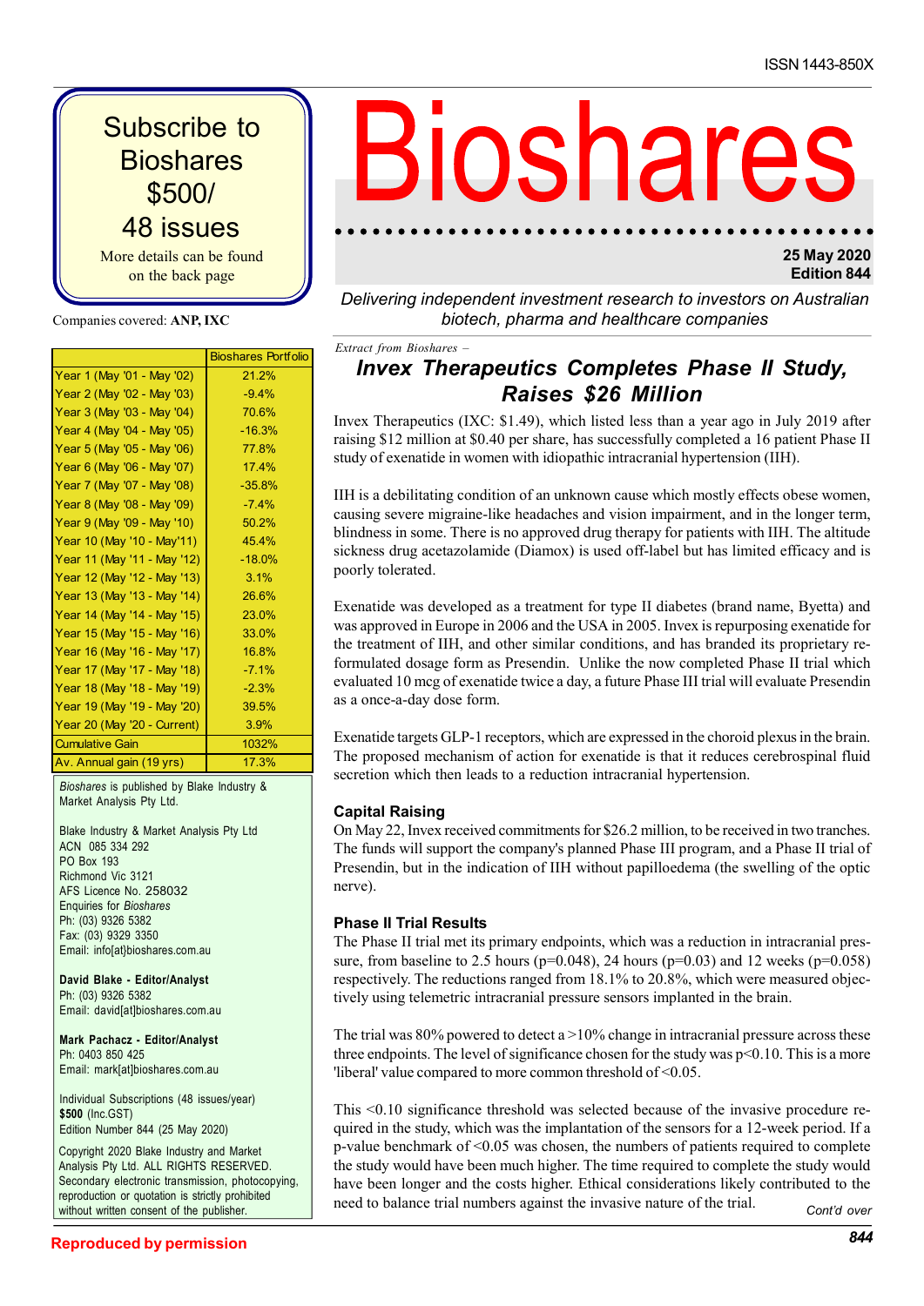ISSN 1443-850X

**Subscribe to Bioshares $500/ 48 issues**

More details can be found on the back page

Companies covered: **ANP, IXC**

| | Bioshares Portfolio |
|---|---|
| Year 1 (May '01 - May '02) | 21.2% |
| Year 2 (May '02 - May '03) | -9.4% |
| Year 3 (May '03 - May '04) | 70.6% |
| Year 4 (May '04 - May '05) | -16.3% |
| Year 5 (May '05 - May '06) | 77.8% |
| Year 6 (May '06 - May '07) | 17.4% |
| Year 7 (May '07 - May '08) | -35.8% |
| Year 8 (May '08 - May '09) | -7.4% |
| Year 9 (May '09 - May '10) | 50.2% |
| Year 10 (May '10 - May'11) | 45.4% |
| Year 11 (May '11 - May '12) | -18.0% |
| Year 12 (May '12 - May '13) | 3.1% |
| Year 13 (May '13 - May '14) | 26.6% |
| Year 14 (May '14 - May '15) | 23.0% |
| Year 15 (May '15 - May '16) | 33.0% |
| Year 16 (May '16 - May '17) | 16.8% |
| Year 17 (May '17 - May '18) | -7.1% |
| Year 18 (May '18 - May '19) | -2.3% |
| Year 19 (May '19 - May '20) | 39.5% |
| Year 20 (May '20 - Current) | 3.9% |
| Cumulative Gain | 1032% |
| Av. Annual gain (19 yrs) | 17.3% |

*Bioshares* is published by Blake Industry & Market Analysis Pty Ltd.

Blake Industry & Market Analysis Pty Ltd
ACN 085 334 292
PO Box 193
Richmond Vic 3121
AFS Licence No. 258032
Enquiries for *Bioshares*
Ph: (03) 9326 5382
Fax: (03) 9329 3350
Email: info[at]bioshares.com.au

**David Blake - Editor/Analyst**
Ph: (03) 9326 5382
Email: david[at]bioshares.com.au

**Mark Pachacz - Editor/Analyst**
Ph: 0403 850 425
Email: mark[at]bioshares.com.au

Individual Subscriptions (48 issues/year)
**$500** (Inc.GST)
Edition Number 844 (25 May 2020)

Copyright 2020 Blake Industry and Market Analysis Pty Ltd. ALL RIGHTS RESERVED. Secondary electronic transmission, photocopying, reproduction or quotation is strictly prohibited without written consent of the publisher.

# Bioshares

**25 May 2020**
**Edition 844**

*Delivering independent investment research to investors on Australian biotech, pharma and healthcare companies*

*Extract from Bioshares –*

## *Invex Therapeutics Completes Phase II Study, Raises $26 Million*

Invex Therapeutics (IXC: $1.49), which listed less than a year ago in July 2019 after raising $12 million at $0.40 per share, has successfully completed a 16 patient Phase II study of exenatide in women with idiopathic intracranial hypertension (IIH).

IIH is a debilitating condition of an unknown cause which mostly effects obese women, causing severe migraine-like headaches and vision impairment, and in the longer term, blindness in some. There is no approved drug therapy for patients with IIH. The altitude sickness drug acetazolamide (Diamox) is used off-label but has limited efficacy and is poorly tolerated.

Exenatide was developed as a treatment for type II diabetes (brand name, Byetta) and was approved in Europe in 2006 and the USA in 2005. Invex is repurposing exenatide for the treatment of IIH, and other similar conditions, and has branded its proprietary re-formulated dosage form as Presendin. Unlike the now completed Phase II trial which evaluated 10 mcg of exenatide twice a day, a future Phase III trial will evaluate Presendin as a once-a-day dose form.

Exenatide targets GLP-1 receptors, which are expressed in the choroid plexus in the brain. The proposed mechanism of action for exenatide is that it reduces cerebrospinal fluid secretion which then leads to a reduction intracranial hypertension.

### Capital Raising

On May 22, Invex received commitments for $26.2 million, to be received in two tranches. The funds will support the company's planned Phase III program, and a Phase II trial of Presendin, but in the indication of IIH without papilloedema (the swelling of the optic nerve).

### Phase II Trial Results

The Phase II trial met its primary endpoints, which was a reduction in intracranial pressure, from baseline to 2.5 hours ($p=0.048$), 24 hours ($p=0.03$) and 12 weeks ($p=0.058$) respectively. The reductions ranged from 18.1% to 20.8%, which were measured objectively using telemetric intracranial pressure sensors implanted in the brain.

The trial was 80% powered to detect a >10% change in intracranial pressure across these three endpoints. The level of significance chosen for the study was $p<0.10$. This is a more 'liberal' value compared to more common threshold of <0.05.

This <0.10 significance threshold was selected because of the invasive procedure required in the study, which was the implantation of the sensors for a 12-week period. If a p-value benchmark of <0.05 was chosen, the numbers of patients required to complete the study would have been much higher. The time required to complete the study would have been longer and the costs higher. Ethical considerations likely contributed to the need to balance trial numbers against the invasive nature of the trial.

*Cont'd over*

**Reproduced by permission**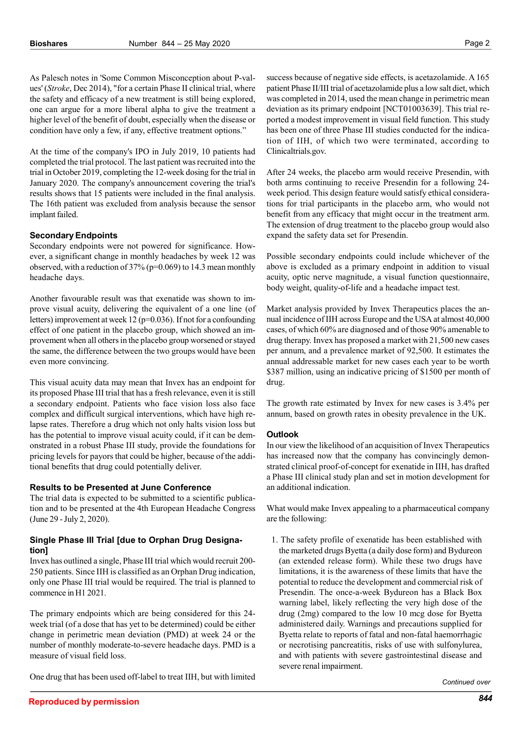As Palesch notes in 'Some Common Misconception about P-values' (*Stroke*, Dec 2014), "for a certain Phase II clinical trial, where the safety and efficacy of a new treatment is still being explored, one can argue for a more liberal alpha to give the treatment a higher level of the benefit of doubt, especially when the disease or condition have only a few, if any, effective treatment options."

At the time of the company's IPO in July 2019, 10 patients had completed the trial protocol. The last patient was recruited into the trial in October 2019, completing the 12-week dosing for the trial in January 2020. The company's announcement covering the trial's results shows that 15 patients were included in the final analysis. The 16th patient was excluded from analysis because the sensor implant failed.

### Secondary Endpoints

Secondary endpoints were not powered for significance. However, a significant change in monthly headaches by week 12 was observed, with a reduction of 37% (p=0.069) to 14.3 mean monthly headache days.

Another favourable result was that exenatide was shown to improve visual acuity, delivering the equivalent of a one line (of letters) improvement at week 12 (p=0.036). If not for a confounding effect of one patient in the placebo group, which showed an improvement when all others in the placebo group worsened or stayed the same, the difference between the two groups would have been even more convincing.

This visual acuity data may mean that Invex has an endpoint for its proposed Phase III trial that has a fresh relevance, even it is still a secondary endpoint. Patients who face vision loss also face complex and difficult surgical interventions, which have high relapse rates. Therefore a drug which not only halts vision loss but has the potential to improve visual acuity could, if it can be demonstrated in a robust Phase III study, provide the foundations for pricing levels for payors that could be higher, because of the additional benefits that drug could potentially deliver.

### Results to be Presented at June Conference

The trial data is expected to be submitted to a scientific publication and to be presented at the 4th European Headache Congress (June 29 - July 2, 2020).

### Single Phase III Trial [due to Orphan Drug Designation]

Invex has outlined a single, Phase III trial which would recruit 200-250 patients. Since IIH is classified as an Orphan Drug indication, only one Phase III trial would be required. The trial is planned to commence in H1 2021.

The primary endpoints which are being considered for this 24-week trial (of a dose that has yet to be determined) could be either change in perimetric mean deviation (PMD) at week 24 or the number of monthly moderate-to-severe headache days. PMD is a measure of visual field loss.

One drug that has been used off-label to treat IIH, but with limited success because of negative side effects, is acetazolamide. A 165 patient Phase II/III trial of acetazolamide plus a low salt diet, which was completed in 2014, used the mean change in perimetric mean deviation as its primary endpoint [NCT01003639]. This trial reported a modest improvement in visual field function. This study has been one of three Phase III studies conducted for the indication of IIH, of which two were terminated, according to Clinicaltrials.gov.

After 24 weeks, the placebo arm would receive Presendin, with both arms continuing to receive Presendin for a following 24-week period. This design feature would satisfy ethical considerations for trial participants in the placebo arm, who would not benefit from any efficacy that might occur in the treatment arm. The extension of drug treatment to the placebo group would also expand the safety data set for Presendin.

Possible secondary endpoints could include whichever of the above is excluded as a primary endpoint in addition to visual acuity, optic nerve magnitude, a visual function questionnaire, body weight, quality-of-life and a headache impact test.

Market analysis provided by Invex Therapeutics places the annual incidence of IIH across Europe and the USA at almost 40,000 cases, of which 60% are diagnosed and of those 90% amenable to drug therapy. Invex has proposed a market with 21,500 new cases per annum, and a prevalence market of 92,500. It estimates the annual addressable market for new cases each year to be worth $387 million, using an indicative pricing of $1500 per month of drug.

The growth rate estimated by Invex for new cases is 3.4% per annum, based on growth rates in obesity prevalence in the UK.

### Outlook

In our view the likelihood of an acquisition of Invex Therapeutics has increased now that the company has convincingly demonstrated clinical proof-of-concept for exenatide in IIH, has drafted a Phase III clinical study plan and set in motion development for an additional indication.

What would make Invex appealing to a pharmaceutical company are the following:

1. The safety profile of exenatide has been established with the marketed drugs Byetta (a daily dose form) and Bydureon (an extended release form). While these two drugs have limitations, it is the awareness of these limits that have the potential to reduce the development and commercial risk of Presendin. The once-a-week Bydureon has a Black Box warning label, likely reflecting the very high dose of the drug (2mg) compared to the low 10 mcg dose for Byetta administered daily. Warnings and precautions supplied for Byetta relate to reports of fatal and non-fatal haemorrhagic or necrotising pancreatitis, risks of use with sulfonylurea, and with patients with severe gastrointestinal disease and severe renal impairment.

*Continued over*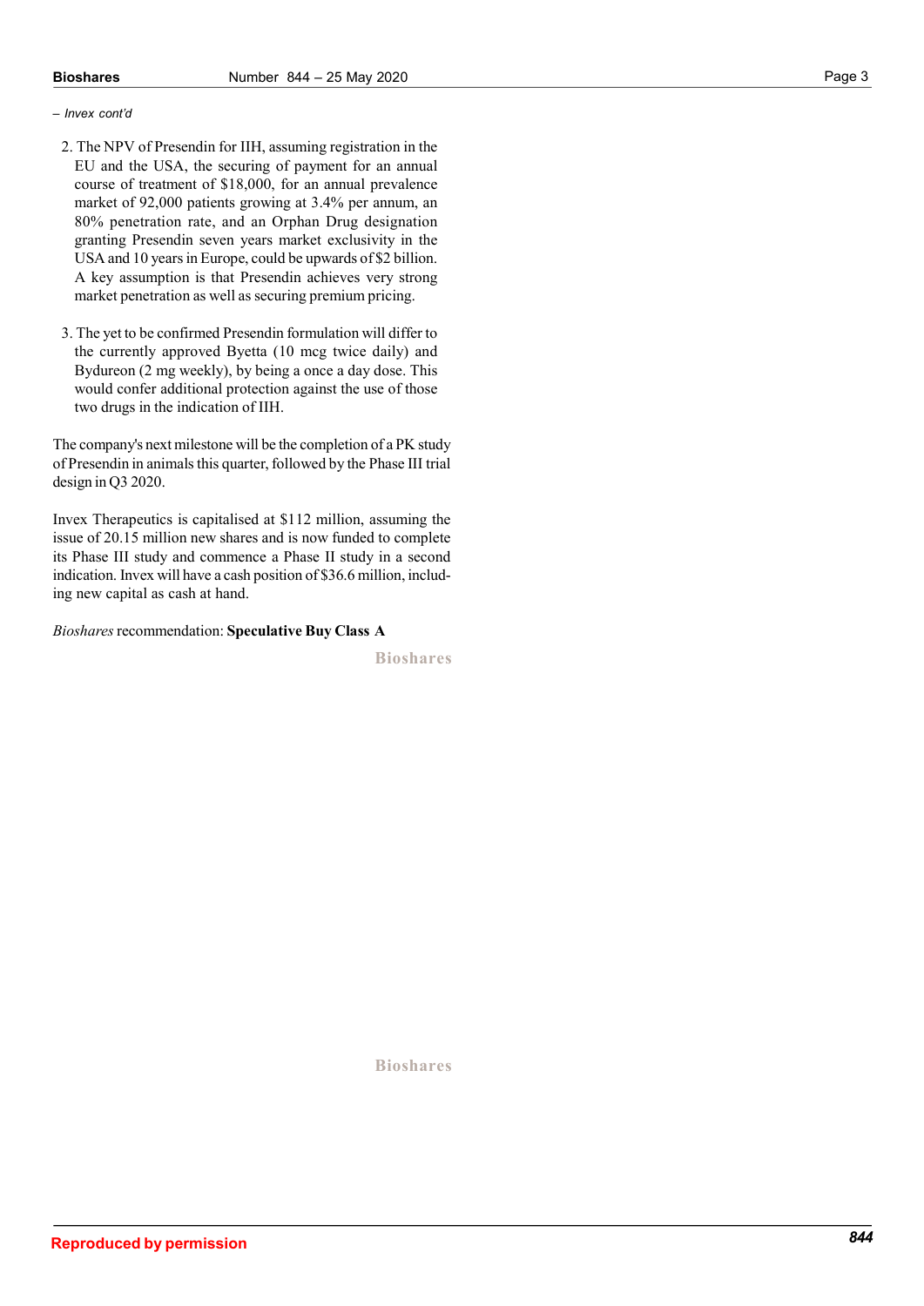*– Invex cont'd*

2. The NPV of Presendin for IIH, assuming registration in the EU and the USA, the securing of payment for an annual course of treatment of $18,000, for an annual prevalence market of 92,000 patients growing at 3.4% per annum, an 80% penetration rate, and an Orphan Drug designation granting Presendin seven years market exclusivity in the USA and 10 years in Europe, could be upwards of $2 billion. A key assumption is that Presendin achieves very strong market penetration as well as securing premium pricing.

3. The yet to be confirmed Presendin formulation will differ to the currently approved Byetta (10 mcg twice daily) and Bydureon (2 mg weekly), by being a once a day dose. This would confer additional protection against the use of those two drugs in the indication of IIH.

The company's next milestone will be the completion of a PK study of Presendin in animals this quarter, followed by the Phase III trial design in Q3 2020.

Invex Therapeutics is capitalised at $112 million, assuming the issue of 20.15 million new shares and is now funded to complete its Phase III study and commence a Phase II study in a second indication. Invex will have a cash position of $36.6 million, including new capital as cash at hand.

*Bioshares* recommendation: **Speculative Buy Class A**

Bioshares

Bioshares

Reproduced by permission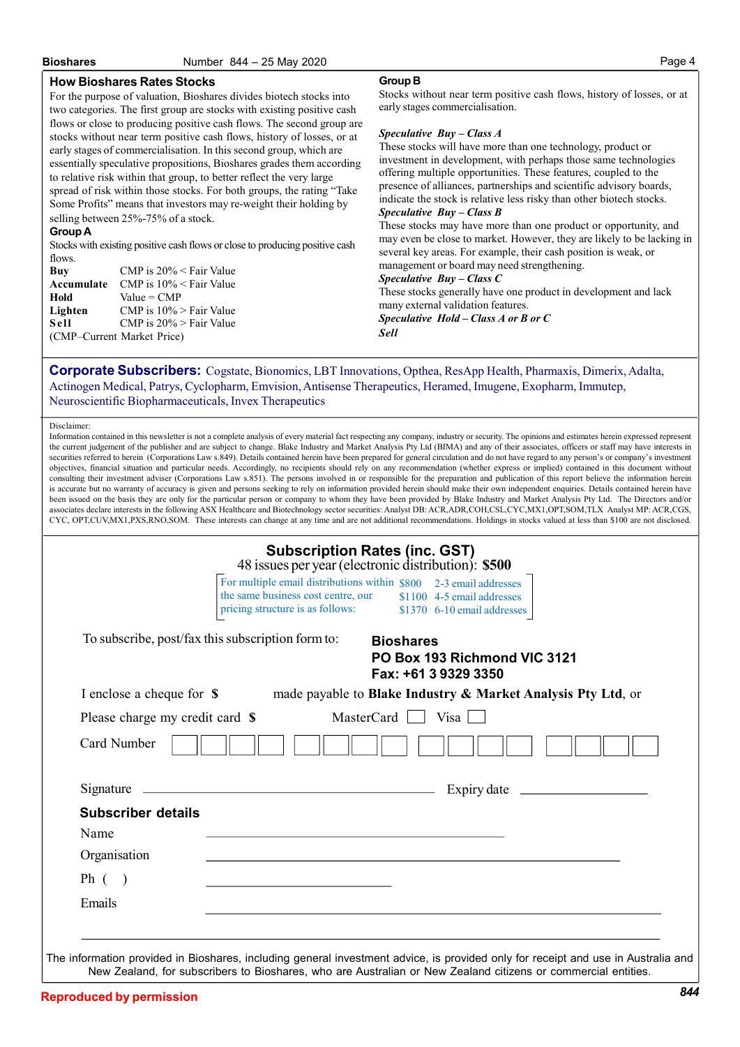## How Bioshares Rates Stocks

For the purpose of valuation, Bioshares divides biotech stocks into two categories. The first group are stocks with existing positive cash flows or close to producing positive cash flows. The second group are stocks without near term positive cash flows, history of losses, or at early stages of commercialisation. In this second group, which are essentially speculative propositions, Bioshares grades them according to relative risk within that group, to better reflect the very large spread of risk within those stocks. For both groups, the rating "Take Some Profits" means that investors may re-weight their holding by selling between 25%-75% of a stock.

### Group A

Stocks with existing positive cash flows or close to producing positive cash flows.

| | |
|---|---|
| **Buy** | CMP is 20% < Fair Value |
| **Accumulate** | CMP is 10% < Fair Value |
| **Hold** | Value = CMP |
| **Lighten** | CMP is 10% > Fair Value |
| **Sell** | CMP is 20% > Fair Value |

(CMP–Current Market Price)

### Group B

Stocks without near term positive cash flows, history of losses, or at early stages commercialisation.

***Speculative Buy – Class A***
These stocks will have more than one technology, product or investment in development, with perhaps those same technologies offering multiple opportunities. These features, coupled to the presence of alliances, partnerships and scientific advisory boards, indicate the stock is relative less risky than other biotech stocks.

***Speculative Buy – Class B***
These stocks may have more than one product or opportunity, and may even be close to market. However, they are likely to be lacking in several key areas. For example, their cash position is weak, or management or board may need strengthening.

***Speculative Buy – Class C***
These stocks generally have one product in development and lack many external validation features.

***Speculative Hold – Class A or B or C***

***Sell***

**Corporate Subscribers:** Cogstate, Bionomics, LBT Innovations, Opthea, ResApp Health, Pharmaxis, Dimerix, Adalta, Actinogen Medical, Patrys, Cyclopharm, Emvision, Antisense Therapeutics, Heramed, Imugene, Exopharm, Immutep, Neuroscientific Biopharmaceuticals, Invex Therapeutics

Disclaimer:
Information contained in this newsletter is not a complete analysis of every material fact respecting any company, industry or security. The opinions and estimates herein expressed represent the current judgement of the publisher and are subject to change. Blake Industry and Market Analysis Pty Ltd (BIMA) and any of their associates, officers or staff may have interests in securities referred to herein (Corporations Law s.849). Details contained herein have been prepared for general circulation and do not have regard to any person's or company's investment objectives, financial situation and particular needs. Accordingly, no recipients should rely on any recommendation (whether express or implied) contained in this document without consulting their investment adviser (Corporations Law s.851). The persons involved in or responsible for the preparation and publication of this report believe the information herein is accurate but no warranty of accuracy is given and persons seeking to rely on information provided herein should make their own independent enquiries. Details contained herein have been issued on the basis they are only for the particular person or company to whom they have been provided by Blake Industry and Market Analysis Pty Ltd. The Directors and/or associates declare interests in the following ASX Healthcare and Biotechnology sector securities: Analyst DB: ACR,ADR,COH,CSL,CYC,MX1,OPT,SOM,TLX Analyst MP: ACR,CGS, CYC, OPT,CUV,MX1,PXS,RNO,SOM. These interests can change at any time and are not additional recommendations. Holdings in stocks valued at less than $100 are not disclosed.

## Subscription Rates (inc. GST)

48 issues per year (electronic distribution): **$500**

For multiple email distributions within the same business cost centre, our pricing structure is as follows:
- $800 2-3 email addresses
- $1100 4-5 email addresses
- $1370 6-10 email addresses

To subscribe, post/fax this subscription form to:

**Bioshares**
**PO Box 193 Richmond VIC 3121**
**Fax: +61 3 9329 3350**

I enclose a cheque for **$** made payable to **Blake Industry & Market Analysis Pty Ltd**, or

Please charge my credit card **$** MasterCard ☐ Visa ☐

Card Number

Signature ______________________ Expiry date ______________

**Subscriber details**

Name

Organisation

Ph ( )

Emails

The information provided in Bioshares, including general investment advice, is provided only for receipt and use in Australia and New Zealand, for subscribers to Bioshares, who are Australian or New Zealand citizens or commercial entities.

**Reproduced by permission**